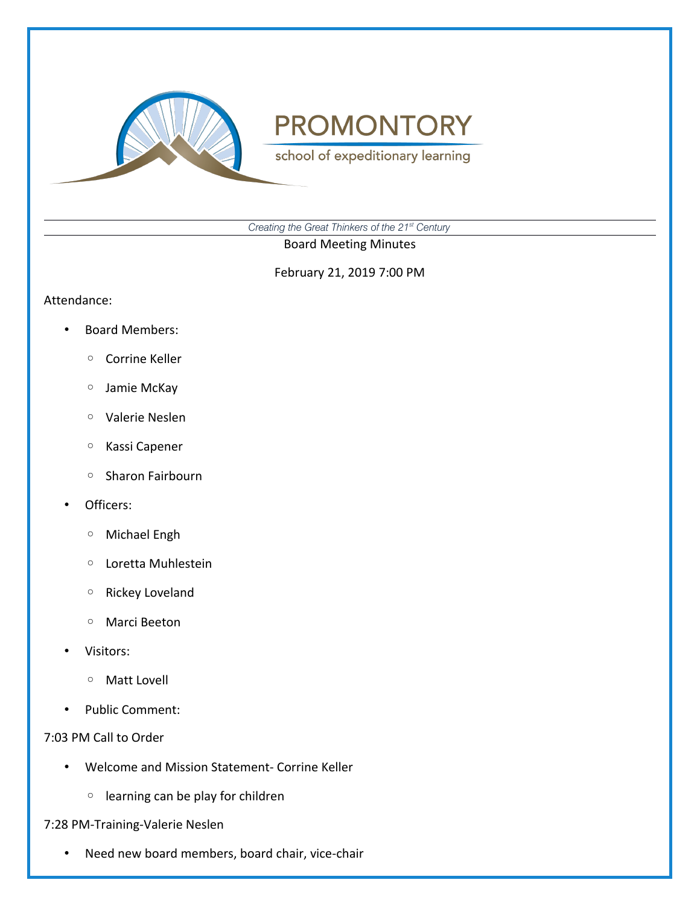# PROMONTORY

school of expeditionary learning

*Creating the Great Thinkers of the 21st Century*

Board Meeting Minutes

February 21, 2019 7:00 PM

Attendance:

- Board Members:
  - Corrine Keller
  - Jamie McKay
  - Valerie Neslen
  - Kassi Capener
  - Sharon Fairbourn
- Officers:
  - Michael Engh
  - Loretta Muhlestein
  - Rickey Loveland
  - Marci Beeton
- Visitors:
  - Matt Lovell
- Public Comment:

7:03 PM Call to Order

- Welcome and Mission Statement- Corrine Keller
  - learning can be play for children

7:28 PM-Training-Valerie Neslen

- Need new board members, board chair, vice-chair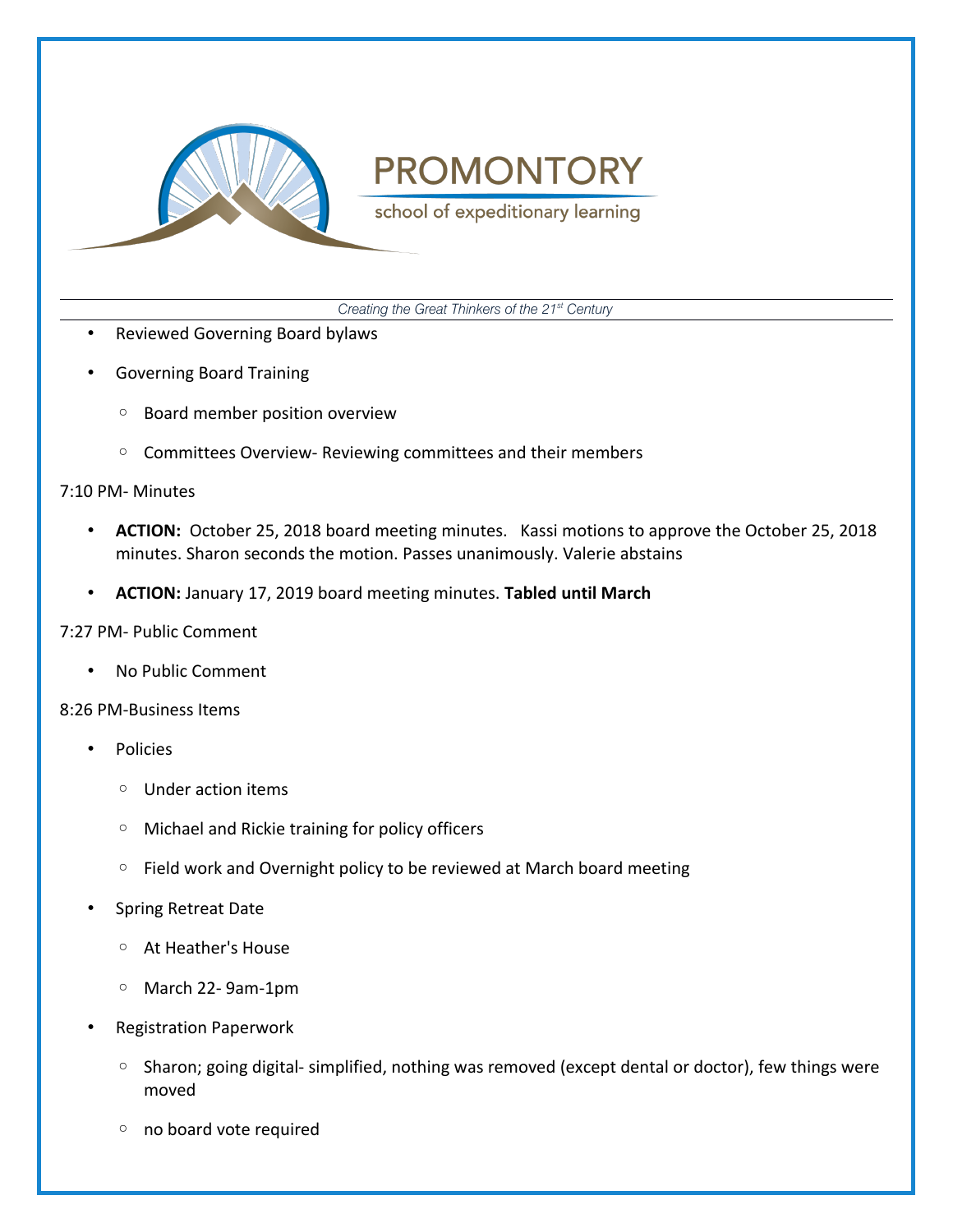- Reviewed Governing Board bylaws
- Governing Board Training
  - Board member position overview
  - Committees Overview- Reviewing committees and their members

7:10 PM- Minutes

- **ACTION:** October 25, 2018 board meeting minutes. Kassi motions to approve the October 25, 2018 minutes. Sharon seconds the motion. Passes unanimously. Valerie abstains
- **ACTION:** January 17, 2019 board meeting minutes. **Tabled until March**

7:27 PM- Public Comment

- No Public Comment

8:26 PM-Business Items

- Policies
  - Under action items
  - Michael and Rickie training for policy officers
  - Field work and Overnight policy to be reviewed at March board meeting
- Spring Retreat Date
  - At Heather's House
  - March 22- 9am-1pm
- Registration Paperwork
  - Sharon; going digital- simplified, nothing was removed (except dental or doctor), few things were moved
  - no board vote required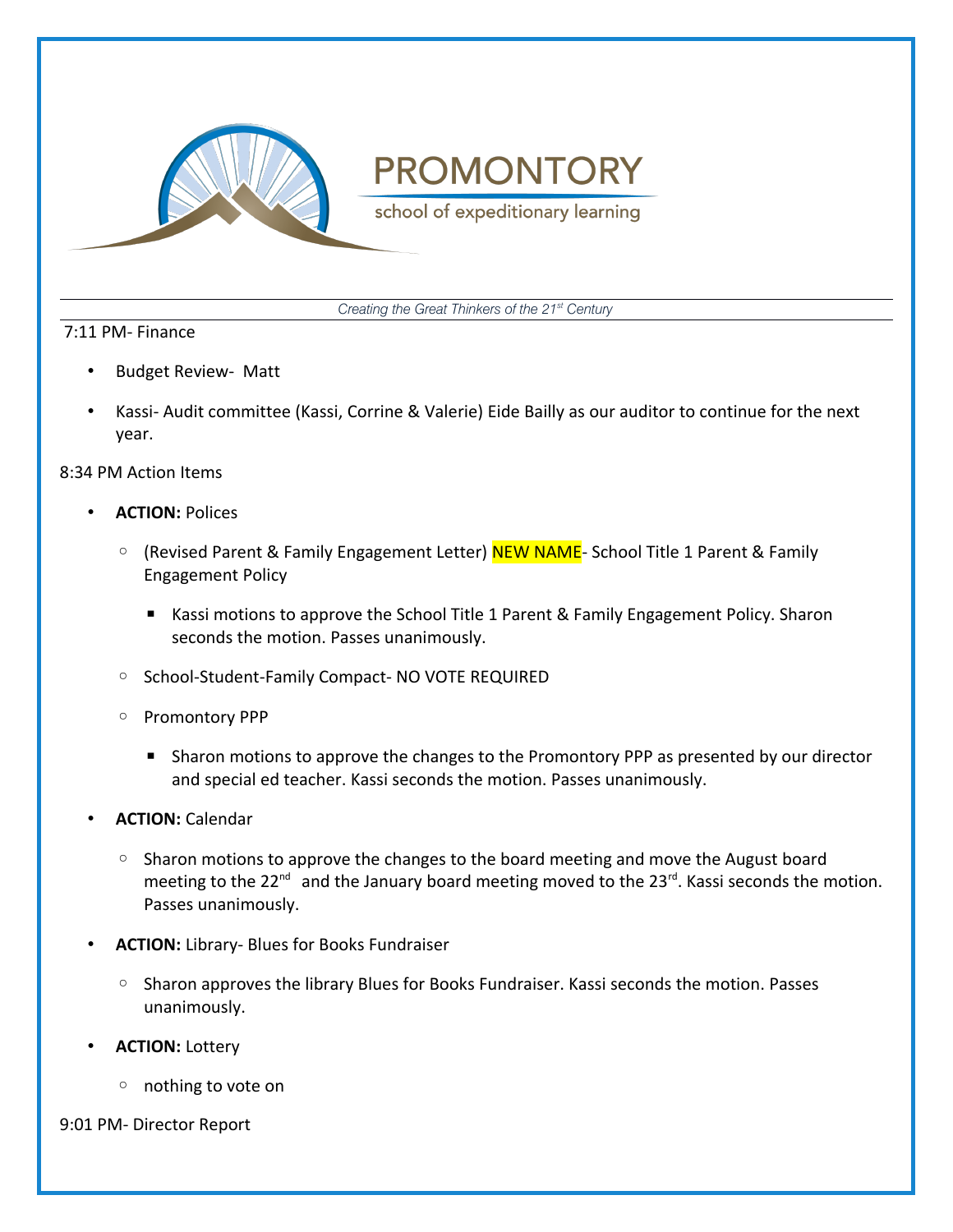7:11 PM- Finance

- Budget Review- Matt
- Kassi- Audit committee (Kassi, Corrine & Valerie) Eide Bailly as our auditor to continue for the next year.

8:34 PM Action Items

- **ACTION:** Polices
  - (Revised Parent & Family Engagement Letter) NEW NAME- School Title 1 Parent & Family Engagement Policy
    - Kassi motions to approve the School Title 1 Parent & Family Engagement Policy. Sharon seconds the motion. Passes unanimously.
  - School-Student-Family Compact- NO VOTE REQUIRED
  - Promontory PPP
    - Sharon motions to approve the changes to the Promontory PPP as presented by our director and special ed teacher. Kassi seconds the motion. Passes unanimously.
- **ACTION:** Calendar
  - Sharon motions to approve the changes to the board meeting and move the August board meeting to the 22nd and the January board meeting moved to the 23rd. Kassi seconds the motion. Passes unanimously.
- **ACTION:** Library- Blues for Books Fundraiser
  - Sharon approves the library Blues for Books Fundraiser. Kassi seconds the motion. Passes unanimously.
- **ACTION:** Lottery
  - nothing to vote on

9:01 PM- Director Report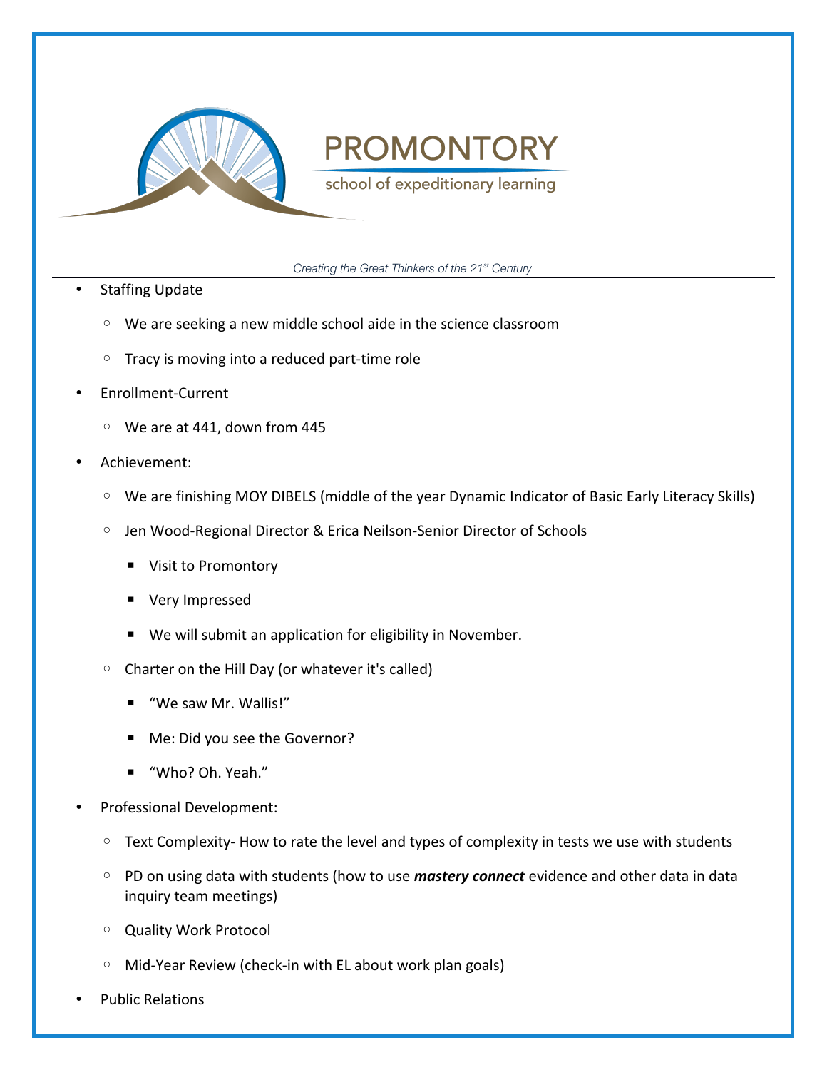- Staffing Update
    - We are seeking a new middle school aide in the science classroom
    - Tracy is moving into a reduced part-time role
- Enrollment-Current
    - We are at 441, down from 445
- Achievement:
    - We are finishing MOY DIBELS (middle of the year Dynamic Indicator of Basic Early Literacy Skills)
    - Jen Wood-Regional Director & Erica Neilson-Senior Director of Schools
        - Visit to Promontory
        - Very Impressed
        - We will submit an application for eligibility in November.
    - Charter on the Hill Day (or whatever it's called)
        - "We saw Mr. Wallis!"
        - Me: Did you see the Governor?
        - "Who? Oh. Yeah."
- Professional Development:
    - Text Complexity- How to rate the level and types of complexity in tests we use with students
    - PD on using data with students (how to use ***mastery connect*** evidence and other data in data inquiry team meetings)
    - Quality Work Protocol
    - Mid-Year Review (check-in with EL about work plan goals)
- Public Relations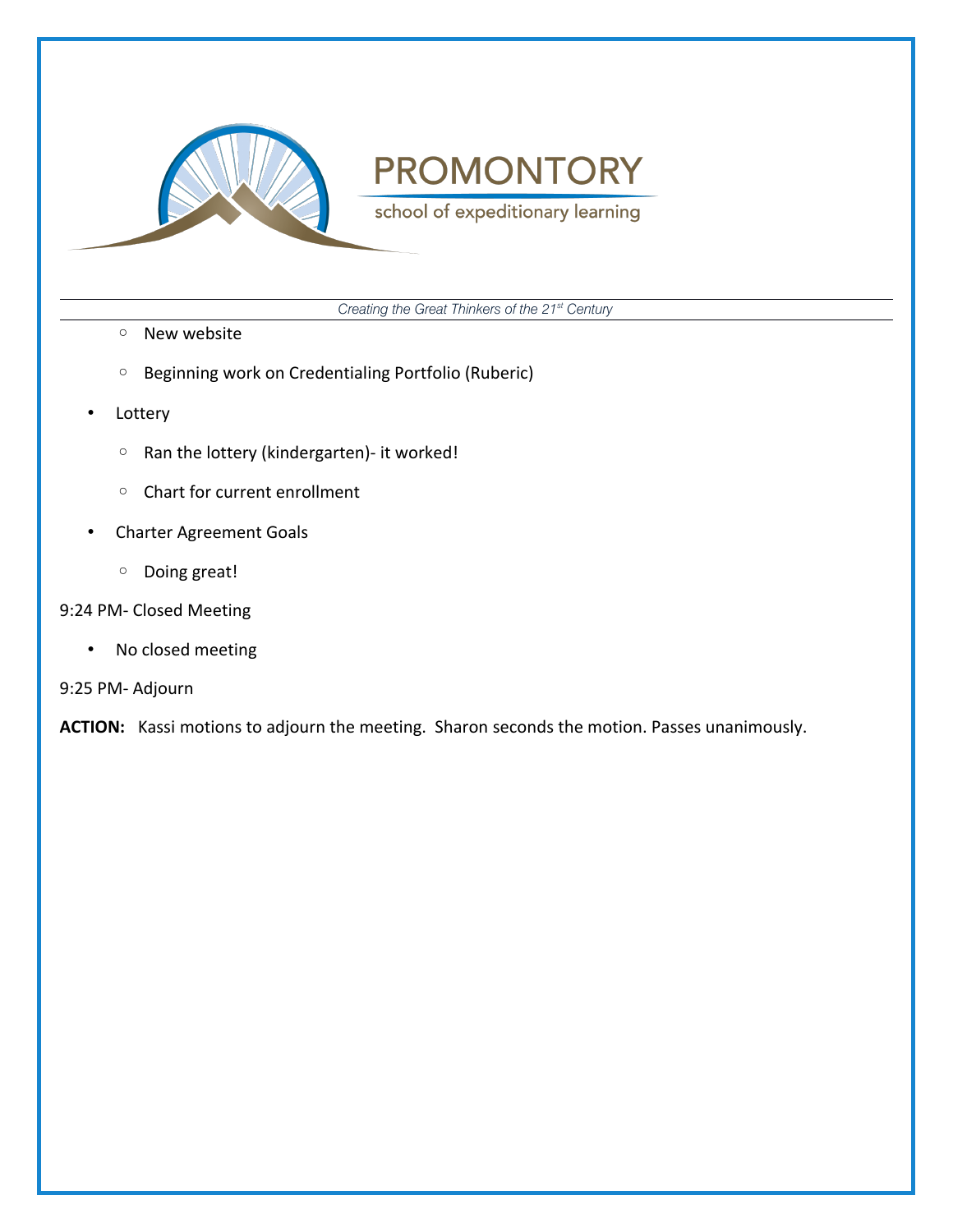- New website
- Beginning work on Credentialing Portfolio (Ruberic)

- Lottery
    - Ran the lottery (kindergarten)- it worked!
    - Chart for current enrollment
- Charter Agreement Goals
    - Doing great!

9:24 PM- Closed Meeting

- No closed meeting

9:25 PM- Adjourn

**ACTION:** Kassi motions to adjourn the meeting. Sharon seconds the motion. Passes unanimously.